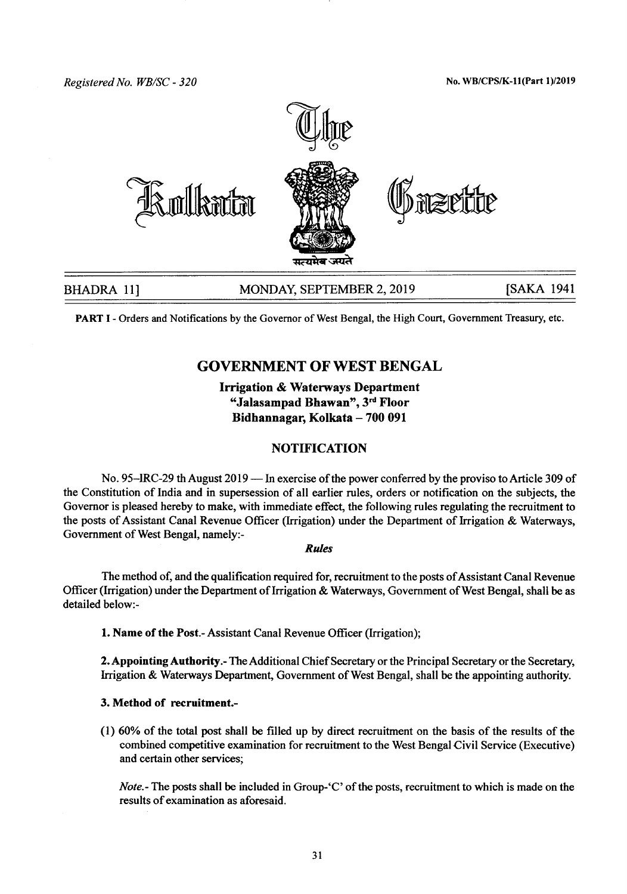Registered No. WB/SC - 320

No. WB/CPS/K-11(Part 1)/2019

# The Kolkata Gazette

सत्यमेव जयते

BHADRA 11] MONDAY, SEPTEMBER 2, 2019 [SAKA 1941

**PART I** - Orders and Notifications by the Governor of West Bengal, the High Court, Government Treasury, etc.

## GOVERNMENT OF WEST BENGAL

### Irrigation & Waterways Department
### "Jalasampad Bhawan", 3rd Floor
### Bidhannagar, Kolkata – 700 091

### NOTIFICATION

No. 95–IRC-29 th August 2019 — In exercise of the power conferred by the proviso to Article 309 of the Constitution of India and in supersession of all earlier rules, orders or notification on the subjects, the Governor is pleased hereby to make, with immediate effect, the following rules regulating the recruitment to the posts of Assistant Canal Revenue Officer (Irrigation) under the Department of Irrigation & Waterways, Government of West Bengal, namely:-

*Rules*

The method of, and the qualification required for, recruitment to the posts of Assistant Canal Revenue Officer (Irrigation) under the Department of Irrigation & Waterways, Government of West Bengal, shall be as detailed below:-

**1. Name of the Post.**- Assistant Canal Revenue Officer (Irrigation);

**2. Appointing Authority.**- The Additional Chief Secretary or the Principal Secretary or the Secretary, Irrigation & Waterways Department, Government of West Bengal, shall be the appointing authority.

**3. Method of recruitment.**-

(1) 60% of the total post shall be filled up by direct recruitment on the basis of the results of the combined competitive examination for recruitment to the West Bengal Civil Service (Executive) and certain other services;

*Note.*- The posts shall be included in Group-'C' of the posts, recruitment to which is made on the results of examination as aforesaid.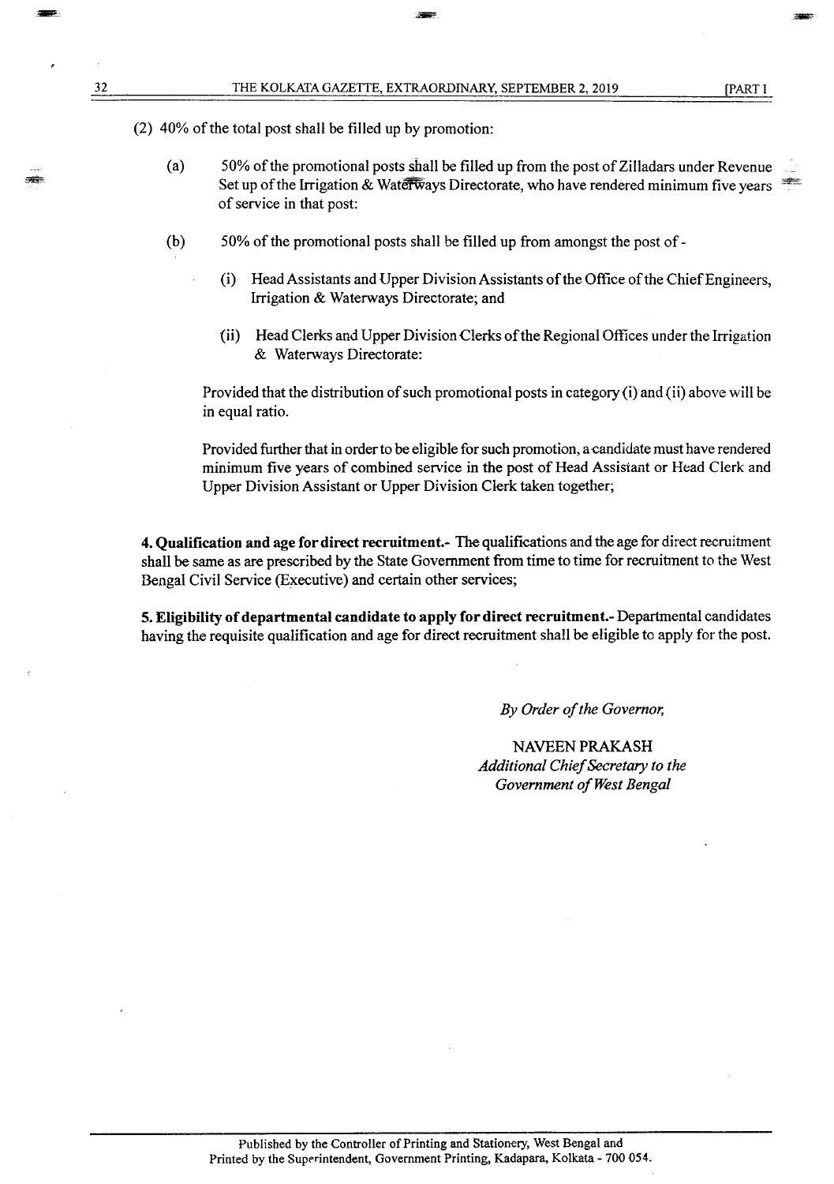(2) 40% of the total post shall be filled up by promotion:

(a) 50% of the promotional posts shall be filled up from the post of Zilladars under Revenue Set up of the Irrigation & Waterways Directorate, who have rendered minimum five years of service in that post:

(b) 50% of the promotional posts shall be filled up from amongst the post of -

(i) Head Assistants and Upper Division Assistants of the Office of the Chief Engineers, Irrigation & Waterways Directorate; and

(ii) Head Clerks and Upper Division Clerks of the Regional Offices under the Irrigation & Waterways Directorate:

Provided that the distribution of such promotional posts in category (i) and (ii) above will be in equal ratio.

Provided further that in order to be eligible for such promotion, a candidate must have rendered minimum five years of combined service in the post of Head Assistant or Head Clerk and Upper Division Assistant or Upper Division Clerk taken together;

**4. Qualification and age for direct recruitment.-** The qualifications and the age for direct recruitment shall be same as are prescribed by the State Government from time to time for recruitment to the West Bengal Civil Service (Executive) and certain other services;

**5. Eligibility of departmental candidate to apply for direct recruitment.-** Departmental candidates having the requisite qualification and age for direct recruitment shall be eligible to apply for the post.

*By Order of the Governor,*

NAVEEN PRAKASH
*Additional Chief Secretary to the Government of West Bengal*

Published by the Controller of Printing and Stationery, West Bengal and Printed by the Superintendent, Government Printing, Kadapara, Kolkata - 700 054.